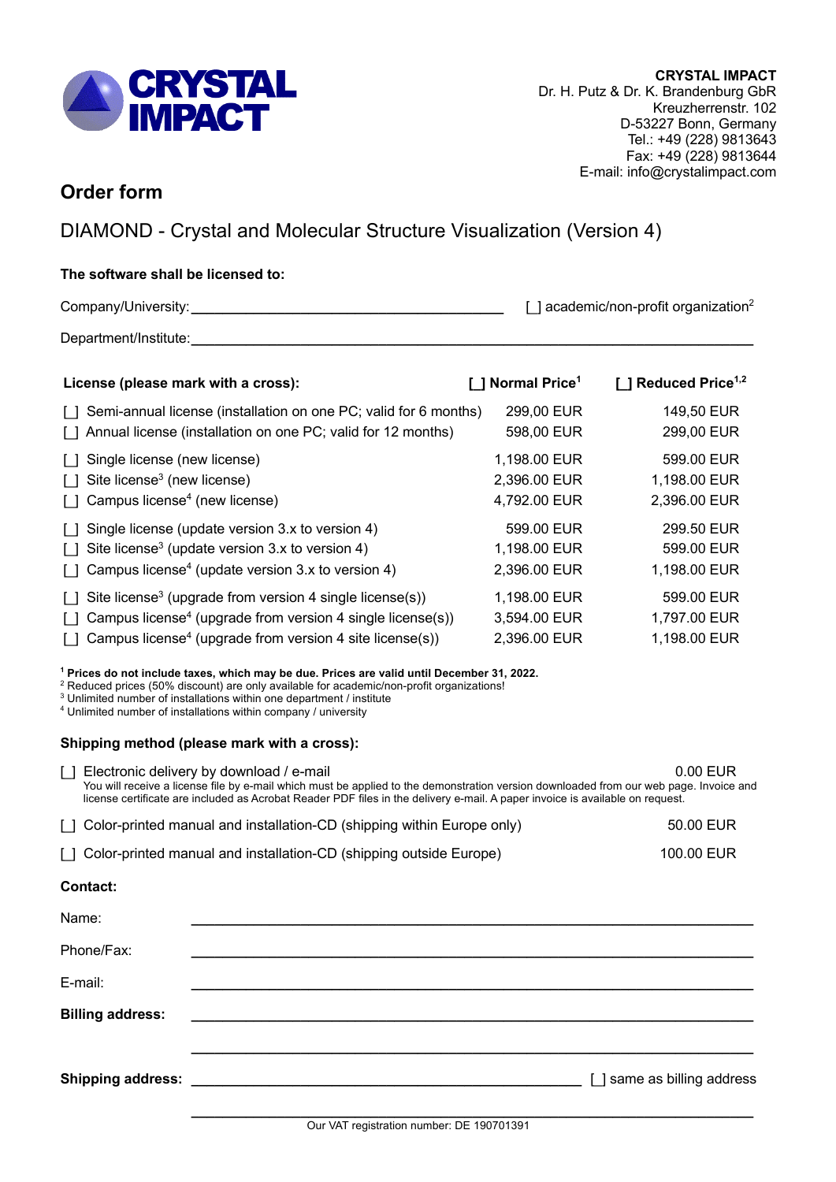**CRYSTAL IMPACT**
Dr. H. Putz & Dr. K. Brandenburg GbR
Kreuzherrenstr. 102
D-53227 Bonn, Germany
Tel.: +49 (228) 9813643
Fax: +49 (228) 9813644
E-mail: info@crystalimpact.com

# Order form

## DIAMOND - Crystal and Molecular Structure Visualization (Version 4)

**The software shall be licensed to:**

Company/University: ________________________________________ [ ] academic/non-profit organization[2]

Department/Institute: ________________________________________________________________________

| **License (please mark with a cross):** | **[ ] Normal Price[1]** | **[ ] Reduced Price[1,2]** |
|---|---|---|
| [ ] Semi-annual license (installation on one PC; valid for 6 months) | 299,00 EUR | 149,50 EUR |
| [ ] Annual license (installation on one PC; valid for 12 months) | 598,00 EUR | 299,00 EUR |
| [ ] Single license (new license) | 1,198.00 EUR | 599.00 EUR |
| [ ] Site license[3] (new license) | 2,396.00 EUR | 1,198.00 EUR |
| [ ] Campus license[4] (new license) | 4,792.00 EUR | 2,396.00 EUR |
| [ ] Single license (update version 3.x to version 4) | 599.00 EUR | 299.50 EUR |
| [ ] Site license[3] (update version 3.x to version 4) | 1,198.00 EUR | 599.00 EUR |
| [ ] Campus license[4] (update version 3.x to version 4) | 2,396.00 EUR | 1,198.00 EUR |
| [ ] Site license[3] (upgrade from version 4 single license(s)) | 1,198.00 EUR | 599.00 EUR |
| [ ] Campus license[4] (upgrade from version 4 single license(s)) | 3,594.00 EUR | 1,797.00 EUR |
| [ ] Campus license[4] (upgrade from version 4 site license(s)) | 2,396.00 EUR | 1,198.00 EUR |

[1] **Prices do not include taxes, which may be due. Prices are valid until December 31, 2022.**
[2] Reduced prices (50% discount) are only available for academic/non-profit organizations!
[3] Unlimited number of installations within one department / institute
[4] Unlimited number of installations within company / university

**Shipping method (please mark with a cross):**

[ ] Electronic delivery by download / e-mail — 0.00 EUR
You will receive a license file by e-mail which must be applied to the demonstration version downloaded from our web page. Invoice and license certificate are included as Acrobat Reader PDF files in the delivery e-mail. A paper invoice is available on request.

[ ] Color-printed manual and installation-CD (shipping within Europe only) — 50.00 EUR

[ ] Color-printed manual and installation-CD (shipping outside Europe) — 100.00 EUR

**Contact:**

Name: ________________________________________________________________________

Phone/Fax: ________________________________________________________________________

E-mail: ________________________________________________________________________

**Billing address:** ________________________________________________________________________

________________________________________________________________________

**Shipping address:** ________________________________________ [ ] same as billing address

________________________________________________________________________

Our VAT registration number: DE 190701391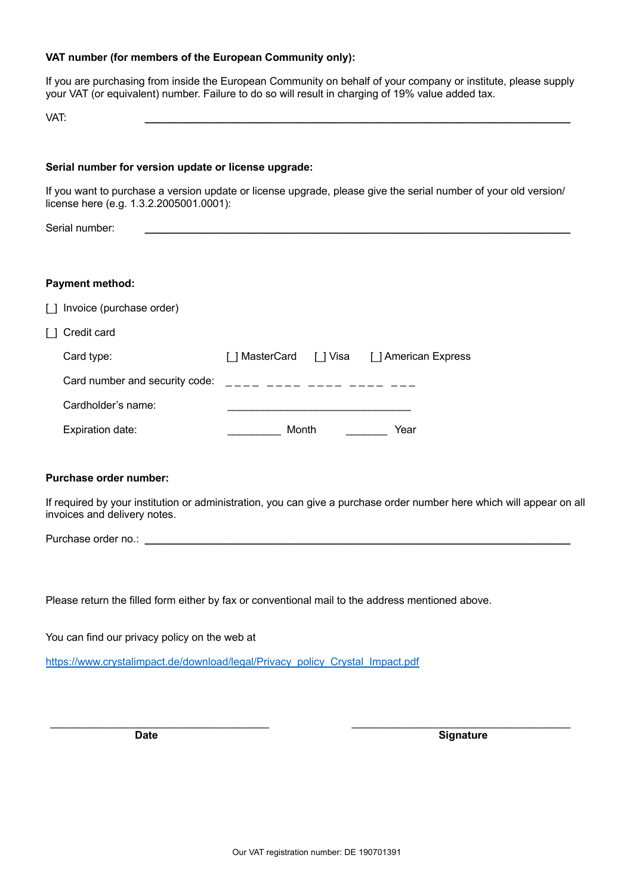**VAT number (for members of the European Community only):**

If you are purchasing from inside the European Community on behalf of your company or institute, please supply your VAT (or equivalent) number. Failure to do so will result in charging of 19% value added tax.

VAT: ____________________________________________

**Serial number for version update or license upgrade:**

If you want to purchase a version update or license upgrade, please give the serial number of your old version/ license here (e.g. 1.3.2.2005001.0001):

Serial number: ____________________________________________

**Payment method:**

[ ] Invoice (purchase order)

[ ] Credit card

Card type: [ ] MasterCard [ ] Visa [ ] American Express

Card number and security code: _ _ _ _ _ _ _ _ _ _ _ _ _ _ _ _ _ _ _

Cardholder's name: ______________________________

Expiration date: _________ Month _______ Year

**Purchase order number:**

If required by your institution or administration, you can give a purchase order number here which will appear on all invoices and delivery notes.

Purchase order no.: ____________________________________________

Please return the filled form either by fax or conventional mail to the address mentioned above.

You can find our privacy policy on the web at

https://www.crystalimpact.de/download/legal/Privacy_policy_Crystal_Impact.pdf

______________________________ ______________________________
**Date** **Signature**

Our VAT registration number: DE 190701391